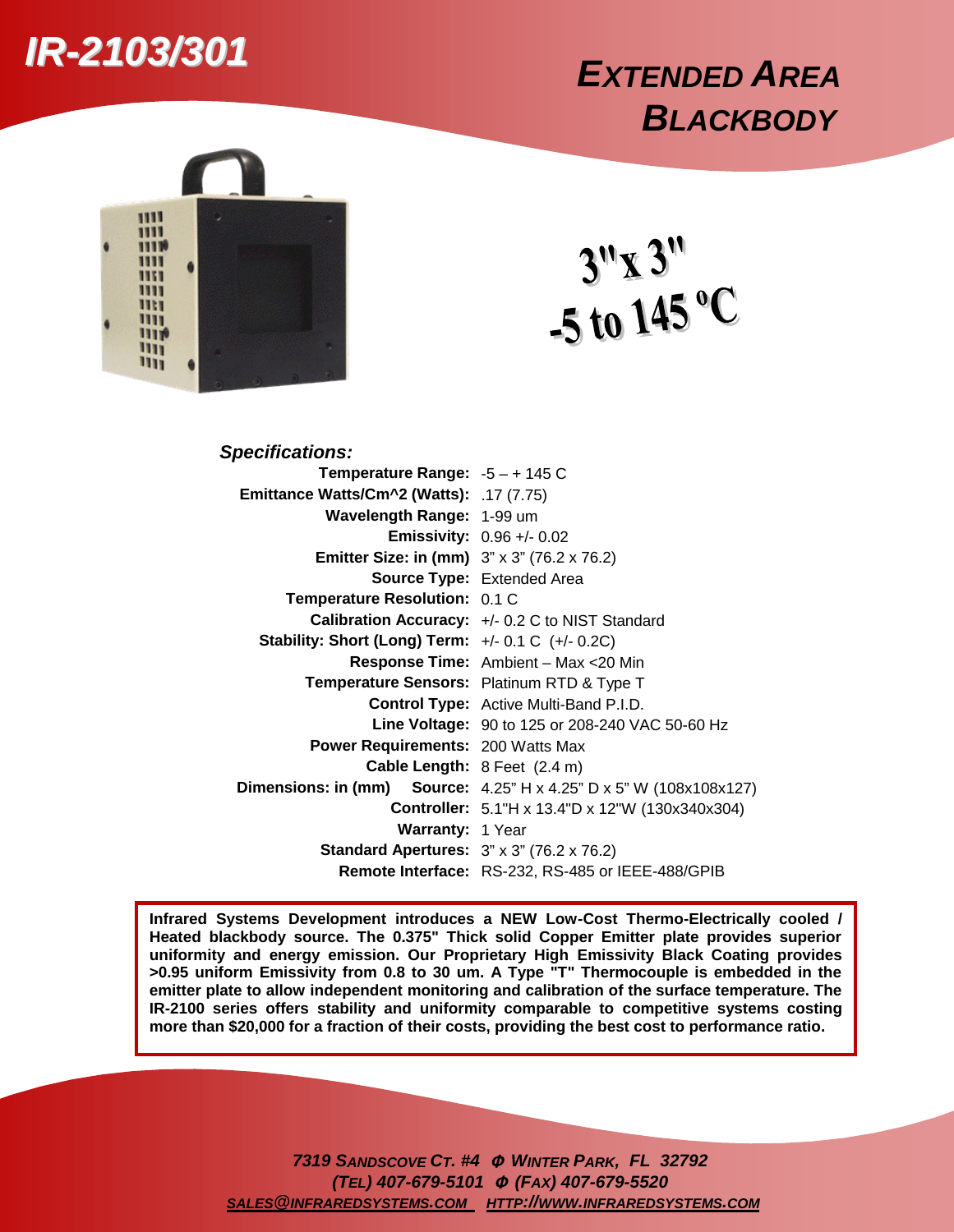# IR-2103/301

## EXTENDED AREA BLACKBODY

**3"x 3"**
**-5 to 145 °C**

### *Specifications:*

| | |
|---|---|
| **Temperature Range:** | -5 – + 145 C |
| **Emittance Watts/Cm^2 (Watts):** | .17 (7.75) |
| **Wavelength Range:** | 1-99 um |
| **Emissivity:** | 0.96 +/- 0.02 |
| **Emitter Size: in (mm)** | 3" x 3" (76.2 x 76.2) |
| **Source Type:** | Extended Area |
| **Temperature Resolution:** | 0.1 C |
| **Calibration Accuracy:** | +/- 0.2 C to NIST Standard |
| **Stability: Short (Long) Term:** | +/- 0.1 C (+/- 0.2C) |
| **Response Time:** | Ambient – Max <20 Min |
| **Temperature Sensors:** | Platinum RTD & Type T |
| **Control Type:** | Active Multi-Band P.I.D. |
| **Line Voltage:** | 90 to 125 or 208-240 VAC 50-60 Hz |
| **Power Requirements:** | 200 Watts Max |
| **Cable Length:** | 8 Feet (2.4 m) |
| **Dimensions: in (mm) Source:** | 4.25" H x 4.25" D x 5" W (108x108x127) |
| **Controller:** | 5.1"H x 13.4"D x 12"W (130x340x304) |
| **Warranty:** | 1 Year |
| **Standard Apertures:** | 3" x 3" (76.2 x 76.2) |
| **Remote Interface:** | RS-232, RS-485 or IEEE-488/GPIB |

**Infrared Systems Development introduces a NEW Low-Cost Thermo-Electrically cooled / Heated blackbody source. The 0.375" Thick solid Copper Emitter plate provides superior uniformity and energy emission. Our Proprietary High Emissivity Black Coating provides >0.95 uniform Emissivity from 0.8 to 30 um. A Type "T" Thermocouple is embedded in the emitter plate to allow independent monitoring and calibration of the surface temperature. The IR-2100 series offers stability and uniformity comparable to competitive systems costing more than $20,000 for a fraction of their costs, providing the best cost to performance ratio.**

*7319 SANDSCOVE CT. #4 Φ WINTER PARK, FL 32792*
*(TEL) 407-679-5101 Φ (FAX) 407-679-5520*
*SALES@INFRAREDSYSTEMS.COM HTTP://WWW.INFRAREDSYSTEMS.COM*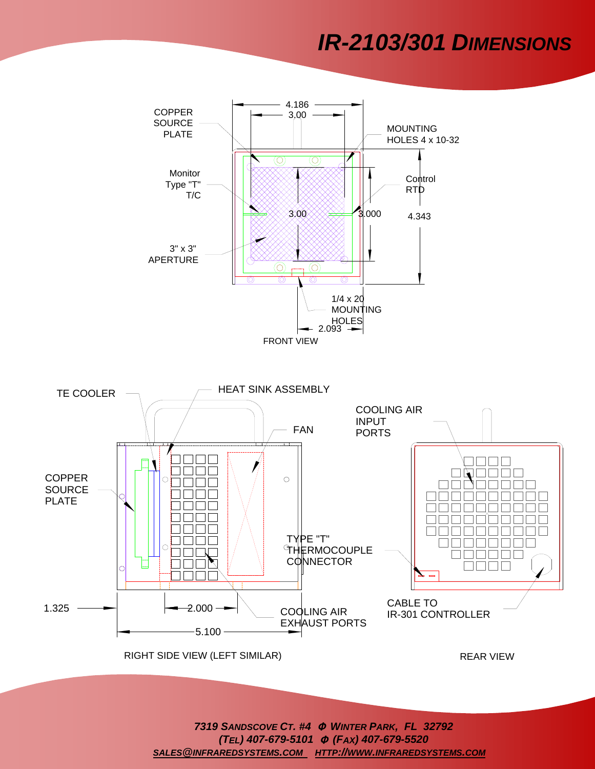# IR-2103/301 DIMENSIONS

4.186
3.00
COPPER SOURCE PLATE
MOUNTING HOLES 4 x 10-32
Monitor Type "T" T/C
Control RTD
3.00
3.000
4.343
3" x 3" APERTURE
1/4 x 20 MOUNTING HOLES
2.093

FRONT VIEW

TE COOLER
HEAT SINK ASSEMBLY
FAN
COOLING AIR INPUT PORTS
COPPER SOURCE PLATE
TYPE "T" THERMOCOUPLE CONNECTOR
1.325
2.000
COOLING AIR EXHAUST PORTS
CABLE TO IR-301 CONTROLLER
5.100

RIGHT SIDE VIEW (LEFT SIMILAR)

REAR VIEW

*7319 SANDSCOVE CT. #4 Φ WINTER PARK, FL 32792*
*(TEL) 407-679-5101 Φ (FAX) 407-679-5520*
*SALES@INFRAREDSYSTEMS.COM HTTP://WWW.INFRAREDSYSTEMS.COM*